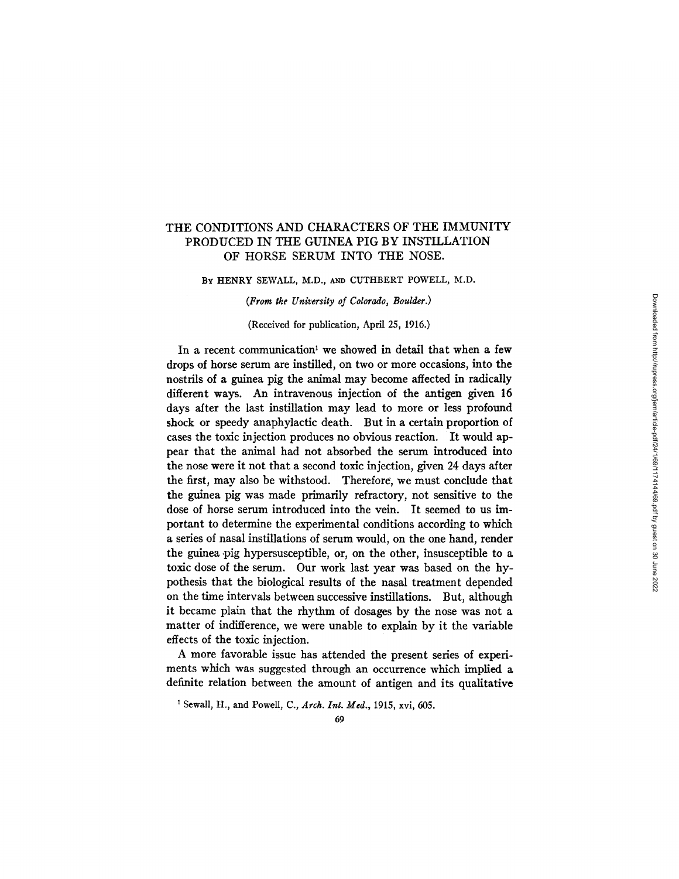# THE CONDITIONS AND CHARACTERS OF THE IMMUNITY PRODUCED IN THE GUINEA PIG BY INSTILLATION OF HORSE SERUM INTO THE NOSE.

By HENRY SEWALL, M.D., AND CUTHBERT POWELL, M.D.

*(From the University of Colorado, Boulder.)*

(Received for publication, April 25, 1916.)

In a recent communication[1] we showed in detail that when a few drops of horse serum are instilled, on two or more occasions, into the nostrils of a guinea pig the animal may become affected in radically different ways. An intravenous injection of the antigen given 16 days after the last instillation may lead to more or less profound shock or speedy anaphylactic death. But in a certain proportion of cases the toxic injection produces no obvious reaction. It would appear that the animal had not absorbed the serum introduced into the nose were it not that a second toxic injection, given 24 days after the first, may also be withstood. Therefore, we must conclude that the guinea pig was made primarily refractory, not sensitive to the dose of horse serum introduced into the vein. It seemed to us important to determine the experimental conditions according to which a series of nasal instillations of serum would, on the one hand, render the guinea pig hypersusceptible, or, on the other, insusceptible to a toxic dose of the serum. Our work last year was based on the hypothesis that the biological results of the nasal treatment depended on the time intervals between successive instillations. But, although it became plain that the rhythm of dosages by the nose was not a matter of indifference, we were unable to explain by it the variable effects of the toxic injection.

A more favorable issue has attended the present series of experiments which was suggested through an occurrence which implied a definite relation between the amount of antigen and its qualitative

[1] Sewall, H., and Powell, C., *Arch. Int. Med.*, 1915, xvi, 605.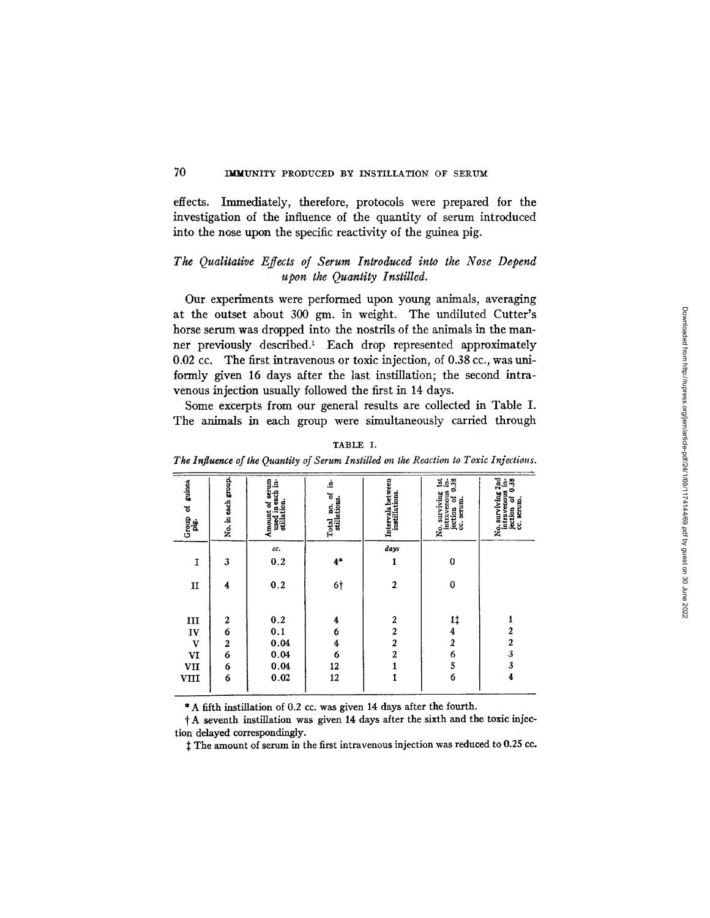effects. Immediately, therefore, protocols were prepared for the investigation of the influence of the quantity of serum introduced into the nose upon the specific reactivity of the guinea pig.

### *The Qualitative Effects of Serum Introduced into the Nose Depend upon the Quantity Instilled.*

Our experiments were performed upon young animals, averaging at the outset about 300 gm. in weight. The undiluted Cutter's horse serum was dropped into the nostrils of the animals in the manner previously described.[1] Each drop represented approximately 0.02 cc. The first intravenous or toxic injection, of 0.38 cc., was uniformly given 16 days after the last instillation; the second intravenous injection usually followed the first in 14 days.

Some excerpts from our general results are collected in Table I. The animals in each group were simultaneously carried through

TABLE I.

*The Influence of the Quantity of Serum Instilled on the Reaction to Toxic Injections.*

| Group of guinea pig. | No. in each group. | Amount of serum used in each instillation. | Total no. of instillations. | Intervals between instillations. | No. surviving 1st intravenous injection of 0.38 cc. serum. | No. surviving 2nd intravenous injection of 0.38 cc. serum. |
|---|---|---|---|---|---|---|
| | | cc. | | days | | |
| I | 3 | 0.2 | 4* | 1 | 0 | |
| II | 4 | 0.2 | 6† | 2 | 0 | |
| III | 2 | 0.2 | 4 | 2 | 1‡ | 1 |
| IV | 6 | 0.1 | 6 | 2 | 4 | 2 |
| V | 2 | 0.04 | 4 | 2 | 2 | 2 |
| VI | 6 | 0.04 | 6 | 2 | 6 | 3 |
| VII | 6 | 0.04 | 12 | 1 | 5 | 3 |
| VIII | 6 | 0.02 | 12 | 1 | 6 | 4 |

\* A fifth instillation of 0.2 cc. was given 14 days after the fourth.

† A seventh instillation was given 14 days after the sixth and the toxic injection delayed correspondingly.

‡ The amount of serum in the first intravenous injection was reduced to 0.25 cc.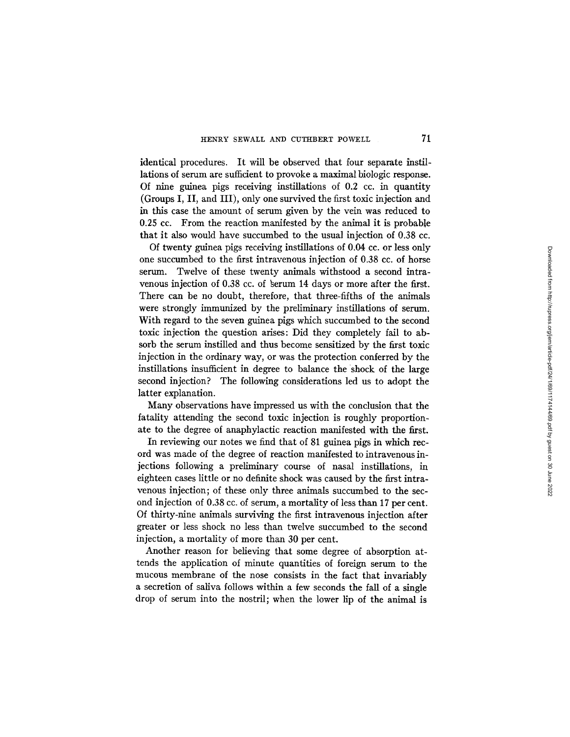identical procedures. It will be observed that four separate instillations of serum are sufficient to provoke a maximal biologic response. Of nine guinea pigs receiving instillations of 0.2 cc. in quantity (Groups I, II, and III), only one survived the first toxic injection and in this case the amount of serum given by the vein was reduced to 0.25 cc. From the reaction manifested by the animal it is probable that it also would have succumbed to the usual injection of 0.38 cc.

Of twenty guinea pigs receiving instillations of 0.04 cc. or less only one succumbed to the first intravenous injection of 0.38 cc. of horse serum. Twelve of these twenty animals withstood a second intravenous injection of 0.38 cc. of serum 14 days or more after the first. There can be no doubt, therefore, that three-fifths of the animals were strongly immunized by the preliminary instillations of serum. With regard to the seven guinea pigs which succumbed to the second toxic injection the question arises: Did they completely fail to absorb the serum instilled and thus become sensitized by the first toxic injection in the ordinary way, or was the protection conferred by the instillations insufficient in degree to balance the shock of the large second injection? The following considerations led us to adopt the latter explanation.

Many observations have impressed us with the conclusion that the fatality attending the second toxic injection is roughly proportionate to the degree of anaphylactic reaction manifested with the first.

In reviewing our notes we find that of 81 guinea pigs in which record was made of the degree of reaction manifested to intravenous injections following a preliminary course of nasal instillations, in eighteen cases little or no definite shock was caused by the first intravenous injection; of these only three animals succumbed to the second injection of 0.38 cc. of serum, a mortality of less than 17 per cent. Of thirty-nine animals surviving the first intravenous injection after greater or less shock no less than twelve succumbed to the second injection, a mortality of more than 30 per cent.

Another reason for believing that some degree of absorption attends the application of minute quantities of foreign serum to the mucous membrane of the nose consists in the fact that invariably a secretion of saliva follows within a few seconds the fall of a single drop of serum into the nostril; when the lower lip of the animal is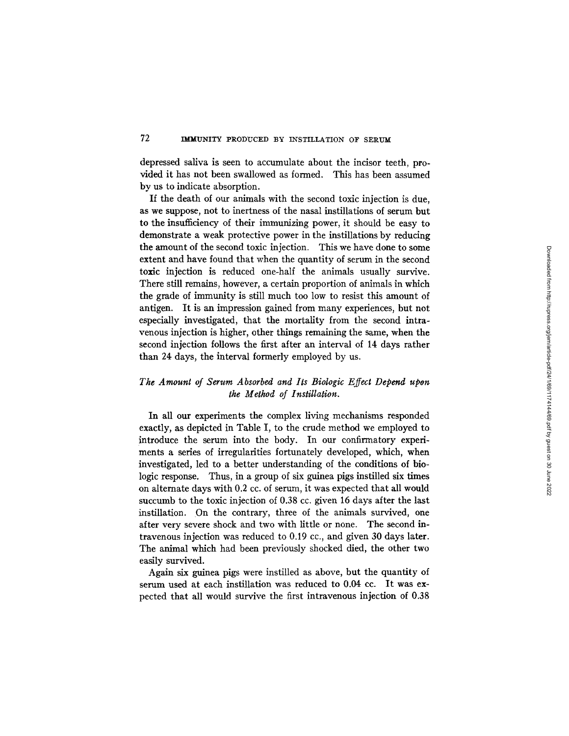depressed saliva is seen to accumulate about the incisor teeth, provided it has not been swallowed as formed. This has been assumed by us to indicate absorption.

If the death of our animals with the second toxic injection is due, as we suppose, not to inertness of the nasal instillations of serum but to the insufficiency of their immunizing power, it should be easy to demonstrate a weak protective power in the instillations by reducing the amount of the second toxic injection. This we have done to some extent and have found that when the quantity of serum in the second toxic injection is reduced one-half the animals usually survive. There still remains, however, a certain proportion of animals in which the grade of immunity is still much too low to resist this amount of antigen. It is an impression gained from many experiences, but not especially investigated, that the mortality from the second intravenous injection is higher, other things remaining the same, when the second injection follows the first after an interval of 14 days rather than 24 days, the interval formerly employed by us.

### *The Amount of Serum Absorbed and Its Biologic Effect Depend upon the Method of Instillation.*

In all our experiments the complex living mechanisms responded exactly, as depicted in Table I, to the crude method we employed to introduce the serum into the body. In our confirmatory experiments a series of irregularities fortunately developed, which, when investigated, led to a better understanding of the conditions of biologic response. Thus, in a group of six guinea pigs instilled six times on alternate days with 0.2 cc. of serum, it was expected that all would succumb to the toxic injection of 0.38 cc. given 16 days after the last instillation. On the contrary, three of the animals survived, one after very severe shock and two with little or none. The second intravenous injection was reduced to 0.19 cc., and given 30 days later. The animal which had been previously shocked died, the other two easily survived.

Again six guinea pigs were instilled as above, but the quantity of serum used at each instillation was reduced to 0.04 cc. It was expected that all would survive the first intravenous injection of 0.38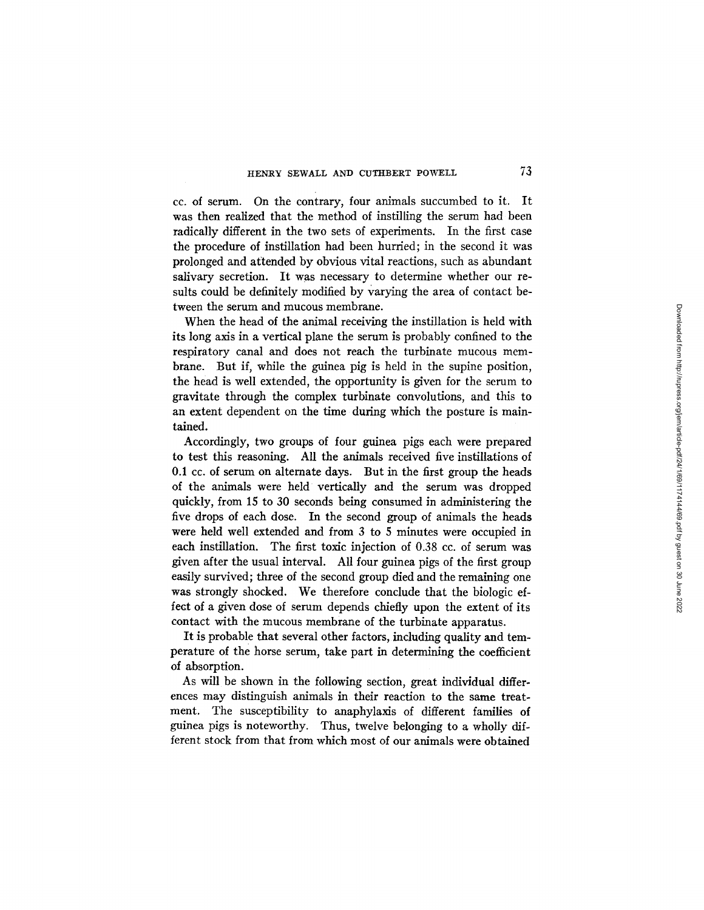cc. of serum. On the contrary, four animals succumbed to it. It was then realized that the method of instilling the serum had been radically different in the two sets of experiments. In the first case the procedure of instillation had been hurried; in the second it was prolonged and attended by obvious vital reactions, such as abundant salivary secretion. It was necessary to determine whether our results could be definitely modified by varying the area of contact between the serum and mucous membrane.

When the head of the animal receiving the instillation is held with its long axis in a vertical plane the serum is probably confined to the respiratory canal and does not reach the turbinate mucous membrane. But if, while the guinea pig is held in the supine position, the head is well extended, the opportunity is given for the serum to gravitate through the complex turbinate convolutions, and this to an extent dependent on the time during which the posture is maintained.

Accordingly, two groups of four guinea pigs each were prepared to test this reasoning. All the animals received five instillations of 0.1 cc. of serum on alternate days. But in the first group the heads of the animals were held vertically and the serum was dropped quickly, from 15 to 30 seconds being consumed in administering the five drops of each dose. In the second group of animals the heads were held well extended and from 3 to 5 minutes were occupied in each instillation. The first toxic injection of 0.38 cc. of serum was given after the usual interval. All four guinea pigs of the first group easily survived; three of the second group died and the remaining one was strongly shocked. We therefore conclude that the biologic effect of a given dose of serum depends chiefly upon the extent of its contact with the mucous membrane of the turbinate apparatus.

It is probable that several other factors, including quality and temperature of the horse serum, take part in determining the coefficient of absorption.

As will be shown in the following section, great individual differences may distinguish animals in their reaction to the same treatment. The susceptibility to anaphylaxis of different families of guinea pigs is noteworthy. Thus, twelve belonging to a wholly different stock from that from which most of our animals were obtained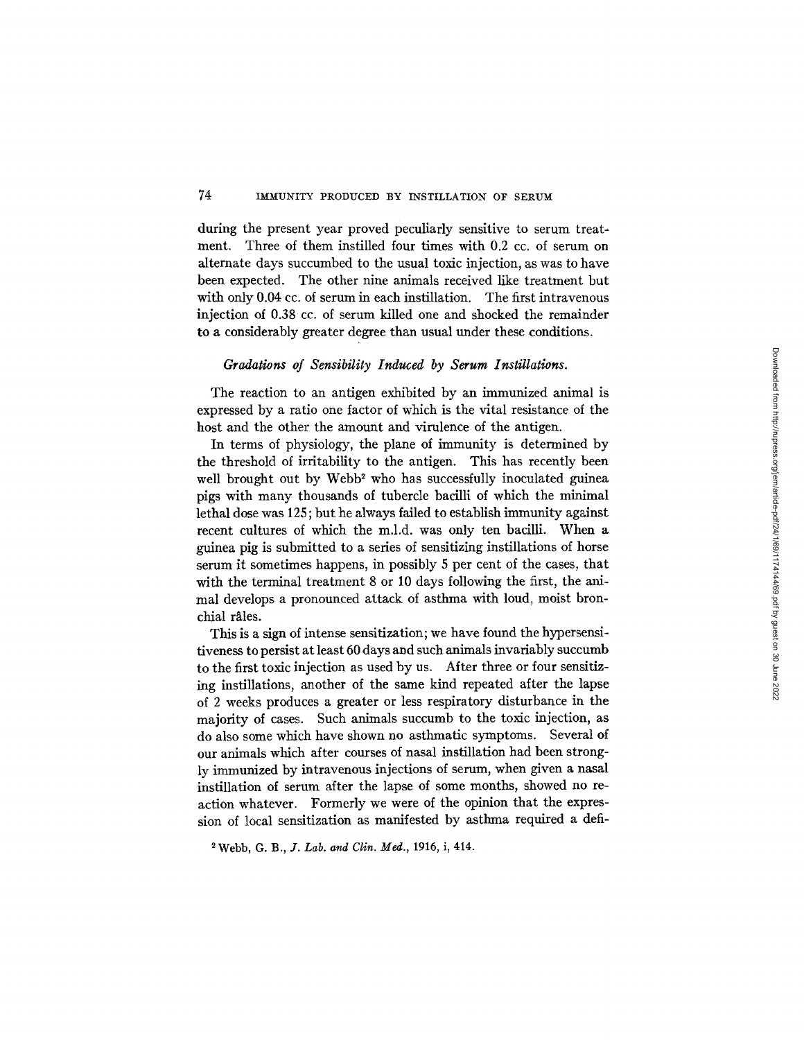during the present year proved peculiarly sensitive to serum treatment. Three of them instilled four times with 0.2 cc. of serum on alternate days succumbed to the usual toxic injection, as was to have been expected. The other nine animals received like treatment but with only 0.04 cc. of serum in each instillation. The first intravenous injection of 0.38 cc. of serum killed one and shocked the remainder to a considerably greater degree than usual under these conditions.

### *Gradations of Sensibility Induced by Serum Instillations.*

The reaction to an antigen exhibited by an immunized animal is expressed by a ratio one factor of which is the vital resistance of the host and the other the amount and virulence of the antigen.

In terms of physiology, the plane of immunity is determined by the threshold of irritability to the antigen. This has recently been well brought out by Webb[2] who has successfully inoculated guinea pigs with many thousands of tubercle bacilli of which the minimal lethal dose was 125; but he always failed to establish immunity against recent cultures of which the m.l.d. was only ten bacilli. When a guinea pig is submitted to a series of sensitizing instillations of horse serum it sometimes happens, in possibly 5 per cent of the cases, that with the terminal treatment 8 or 10 days following the first, the animal develops a pronounced attack of asthma with loud, moist bronchial râles.

This is a sign of intense sensitization; we have found the hypersensitiveness to persist at least 60 days and such animals invariably succumb to the first toxic injection as used by us. After three or four sensitizing instillations, another of the same kind repeated after the lapse of 2 weeks produces a greater or less respiratory disturbance in the majority of cases. Such animals succumb to the toxic injection, as do also some which have shown no asthmatic symptoms. Several of our animals which after courses of nasal instillation had been strongly immunized by intravenous injections of serum, when given a nasal instillation of serum after the lapse of some months, showed no reaction whatever. Formerly we were of the opinion that the expression of local sensitization as manifested by asthma required a defi-

[2] Webb, G. B., *J. Lab. and Clin. Med.*, 1916, i, 414.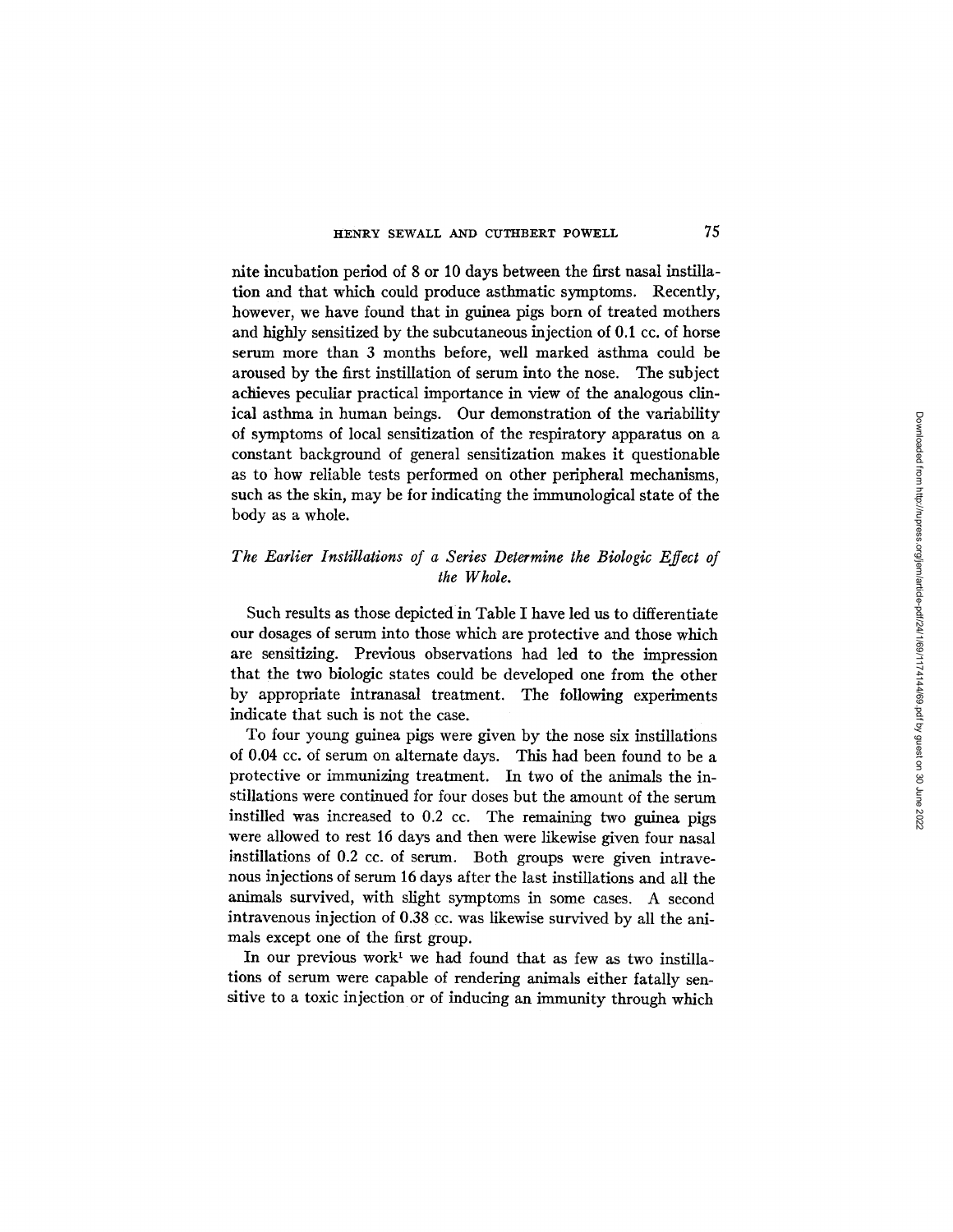nite incubation period of 8 or 10 days between the first nasal instillation and that which could produce asthmatic symptoms. Recently, however, we have found that in guinea pigs born of treated mothers and highly sensitized by the subcutaneous injection of 0.1 cc. of horse serum more than 3 months before, well marked asthma could be aroused by the first instillation of serum into the nose. The subject achieves peculiar practical importance in view of the analogous clinical asthma in human beings. Our demonstration of the variability of symptoms of local sensitization of the respiratory apparatus on a constant background of general sensitization makes it questionable as to how reliable tests performed on other peripheral mechanisms, such as the skin, may be for indicating the immunological state of the body as a whole.

### *The Earlier Instillations of a Series Determine the Biologic Effect of the Whole.*

Such results as those depicted in Table I have led us to differentiate our dosages of serum into those which are protective and those which are sensitizing. Previous observations had led to the impression that the two biologic states could be developed one from the other by appropriate intranasal treatment. The following experiments indicate that such is not the case.

To four young guinea pigs were given by the nose six instillations of 0.04 cc. of serum on alternate days. This had been found to be a protective or immunizing treatment. In two of the animals the instillations were continued for four doses but the amount of the serum instilled was increased to 0.2 cc. The remaining two guinea pigs were allowed to rest 16 days and then were likewise given four nasal instillations of 0.2 cc. of serum. Both groups were given intravenous injections of serum 16 days after the last instillations and all the animals survived, with slight symptoms in some cases. A second intravenous injection of 0.38 cc. was likewise survived by all the animals except one of the first group.

In our previous work[1] we had found that as few as two instillations of serum were capable of rendering animals either fatally sensitive to a toxic injection or of inducing an immunity through which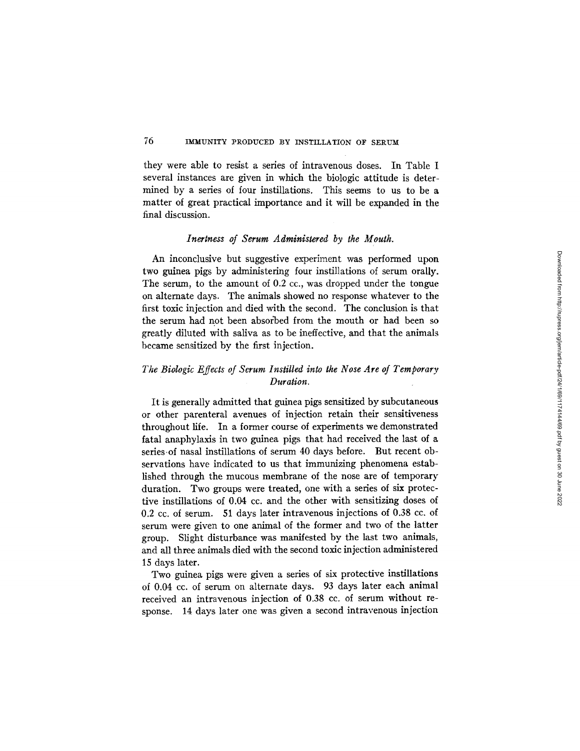they were able to resist a series of intravenous doses. In Table I several instances are given in which the biologic attitude is determined by a series of four instillations. This seems to us to be a matter of great practical importance and it will be expanded in the final discussion.

### *Inertness of Serum Administered by the Mouth.*

An inconclusive but suggestive experiment was performed upon two guinea pigs by administering four instillations of serum orally. The serum, to the amount of 0.2 cc., was dropped under the tongue on alternate days. The animals showed no response whatever to the first toxic injection and died with the second. The conclusion is that the serum had not been absorbed from the mouth or had been so greatly diluted with saliva as to be ineffective, and that the animals became sensitized by the first injection.

### *The Biologic Effects of Serum Instilled into the Nose Are of Temporary Duration.*

It is generally admitted that guinea pigs sensitized by subcutaneous or other parenteral avenues of injection retain their sensitiveness throughout life. In a former course of experiments we demonstrated fatal anaphylaxis in two guinea pigs that had received the last of a series of nasal instillations of serum 40 days before. But recent observations have indicated to us that immunizing phenomena established through the mucous membrane of the nose are of temporary duration. Two groups were treated, one with a series of six protective instillations of 0.04 cc. and the other with sensitizing doses of 0.2 cc. of serum. 51 days later intravenous injections of 0.38 cc. of serum were given to one animal of the former and two of the latter group. Slight disturbance was manifested by the last two animals, and all three animals died with the second toxic injection administered 15 days later.

Two guinea pigs were given a series of six protective instillations of 0.04 cc. of serum on alternate days. 93 days later each animal received an intravenous injection of 0.38 cc. of serum without response. 14 days later one was given a second intravenous injection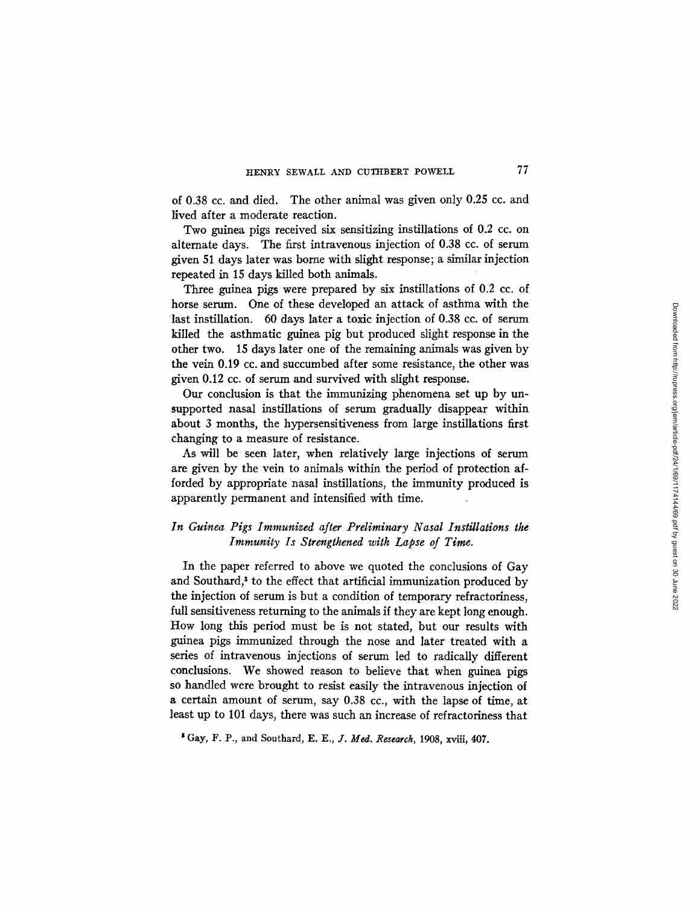of 0.38 cc. and died. The other animal was given only 0.25 cc. and lived after a moderate reaction.

Two guinea pigs received six sensitizing instillations of 0.2 cc. on alternate days. The first intravenous injection of 0.38 cc. of serum given 51 days later was borne with slight response; a similar injection repeated in 15 days killed both animals.

Three guinea pigs were prepared by six instillations of 0.2 cc. of horse serum. One of these developed an attack of asthma with the last instillation. 60 days later a toxic injection of 0.38 cc. of serum killed the asthmatic guinea pig but produced slight response in the other two. 15 days later one of the remaining animals was given by the vein 0.19 cc. and succumbed after some resistance, the other was given 0.12 cc. of serum and survived with slight response.

Our conclusion is that the immunizing phenomena set up by unsupported nasal instillations of serum gradually disappear within about 3 months, the hypersensitiveness from large instillations first changing to a measure of resistance.

As will be seen later, when relatively large injections of serum are given by the vein to animals within the period of protection afforded by appropriate nasal instillations, the immunity produced is apparently permanent and intensified with time.

### *In Guinea Pigs Immunized after Preliminary Nasal Instillations the Immunity Is Strengthened with Lapse of Time.*

In the paper referred to above we quoted the conclusions of Gay and Southard,[3] to the effect that artificial immunization produced by the injection of serum is but a condition of temporary refractoriness, full sensitiveness returning to the animals if they are kept long enough. How long this period must be is not stated, but our results with guinea pigs immunized through the nose and later treated with a series of intravenous injections of serum led to radically different conclusions. We showed reason to believe that when guinea pigs so handled were brought to resist easily the intravenous injection of a certain amount of serum, say 0.38 cc., with the lapse of time, at least up to 101 days, there was such an increase of refractoriness that

[3] Gay, F. P., and Southard, E. E., *J. Med. Research*, 1908, xviii, 407.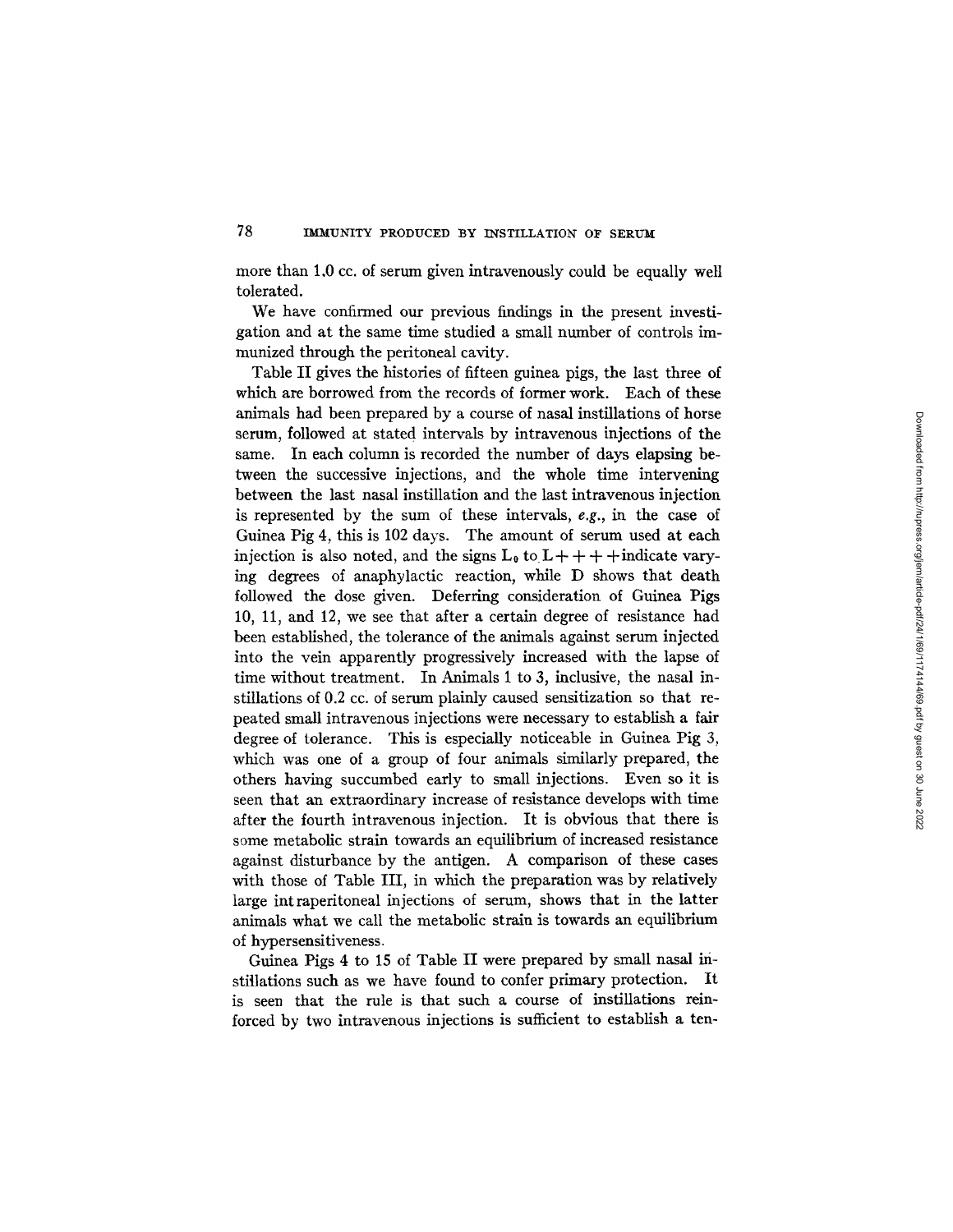more than 1.0 cc. of serum given intravenously could be equally well tolerated.

We have confirmed our previous findings in the present investigation and at the same time studied a small number of controls immunized through the peritoneal cavity.

Table II gives the histories of fifteen guinea pigs, the last three of which are borrowed from the records of former work. Each of these animals had been prepared by a course of nasal instillations of horse serum, followed at stated intervals by intravenous injections of the same. In each column is recorded the number of days elapsing between the successive injections, and the whole time intervening between the last nasal instillation and the last intravenous injection is represented by the sum of these intervals, *e.g.*, in the case of Guinea Pig 4, this is 102 days. The amount of serum used at each injection is also noted, and the signs $L_0$ to L++++ indicate varying degrees of anaphylactic reaction, while D shows that death followed the dose given. Deferring consideration of Guinea Pigs 10, 11, and 12, we see that after a certain degree of resistance had been established, the tolerance of the animals against serum injected into the vein apparently progressively increased with the lapse of time without treatment. In Animals 1 to 3, inclusive, the nasal instillations of 0.2 cc. of serum plainly caused sensitization so that repeated small intravenous injections were necessary to establish a fair degree of tolerance. This is especially noticeable in Guinea Pig 3, which was one of a group of four animals similarly prepared, the others having succumbed early to small injections. Even so it is seen that an extraordinary increase of resistance develops with time after the fourth intravenous injection. It is obvious that there is some metabolic strain towards an equilibrium of increased resistance against disturbance by the antigen. A comparison of these cases with those of Table III, in which the preparation was by relatively large intraperitoneal injections of serum, shows that in the latter animals what we call the metabolic strain is towards an equilibrium of hypersensitiveness.

Guinea Pigs 4 to 15 of Table II were prepared by small nasal instillations such as we have found to confer primary protection. It is seen that the rule is that such a course of instillations reinforced by two intravenous injections is sufficient to establish a ten-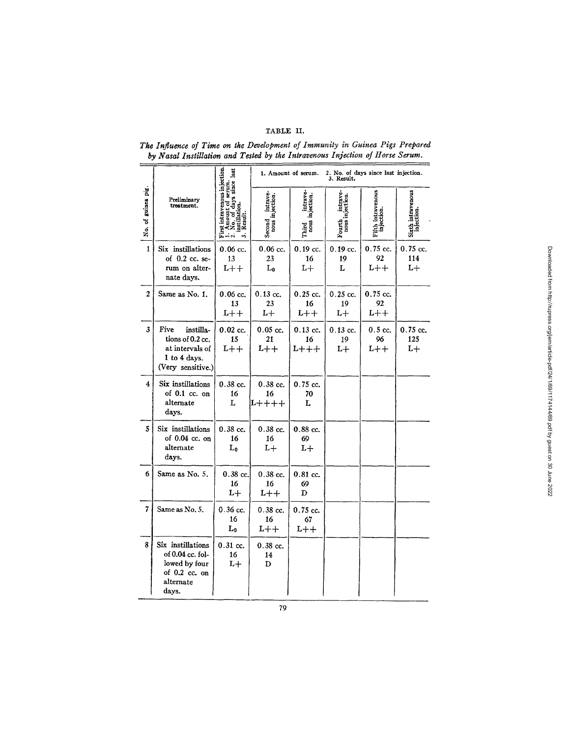TABLE II.

*The Influence of Time on the Development of Immunity in Guinea Pigs Prepared by Nasal Instillation and Tested by the Intravenous Injection of Horse Serum.*

| No. of guinea pig. | Preliminary treatment. | First intravenous injection. 1. Amount of serum. 2. No. of days since last instillation. 3. Result. | 1. Amount of serum. 2. No. of days since last injection. 3. Result. | | | | |
|---|---|---|---|---|---|---|---|
| | | | Second intravenous injection. | Third intravenous injection. | Fourth intravenous injection. | Fifth intravenous injection. | Sixth intravenous injection. |
| 1 | Six instillations of 0.2 cc. serum on alternate days. | 0.06 cc. 13 L++ | 0.06 cc. 23 $L_0$ | 0.19 cc. 16 L+ | 0.19 cc. 19 L | 0.75 cc. 92 L++ | 0.75 cc. 114 L+ |
| 2 | Same as No. 1. | 0.06 cc. 13 L++ | 0.13 cc. 23 L+ | 0.25 cc. 16 L++ | 0.25 cc. 19 L+ | 0.75 cc. 92 L++ | |
| 3 | Five instillations of 0.2 cc. at intervals of 1 to 4 days. (Very sensitive.) | 0.02 cc. 15 L++ | 0.05 cc. 21 L++ | 0.13 cc. 16 L+++ | 0.13 cc. 19 L+ | 0.5 cc. 96 L++ | 0.75 cc. 125 L+ |
| 4 | Six instillations of 0.1 cc. on alternate days. | 0.38 cc. 16 L | 0.38 cc. 16 L++++ | 0.75 cc. 70 L | | | |
| 5 | Six instillations of 0.04 cc. on alternate days. | 0.38 cc. 16 $L_0$ | 0.38 cc. 16 L+ | 0.88 cc. 69 L+ | | | |
| 6 | Same as No. 5. | 0.38 cc. 16 L+ | 0.38 cc. 16 L++ | 0.81 cc. 69 D | | | |
| 7 | Same as No. 5. | 0.36 cc. 16 $L_0$ | 0.38 cc. 16 L++ | 0.75 cc. 67 L++ | | | |
| 8 | Six instillations of 0.04 cc. followed by four of 0.2 cc. on alternate days. | 0.31 cc. 16 L+ | 0.38 cc. 14 D | | | | |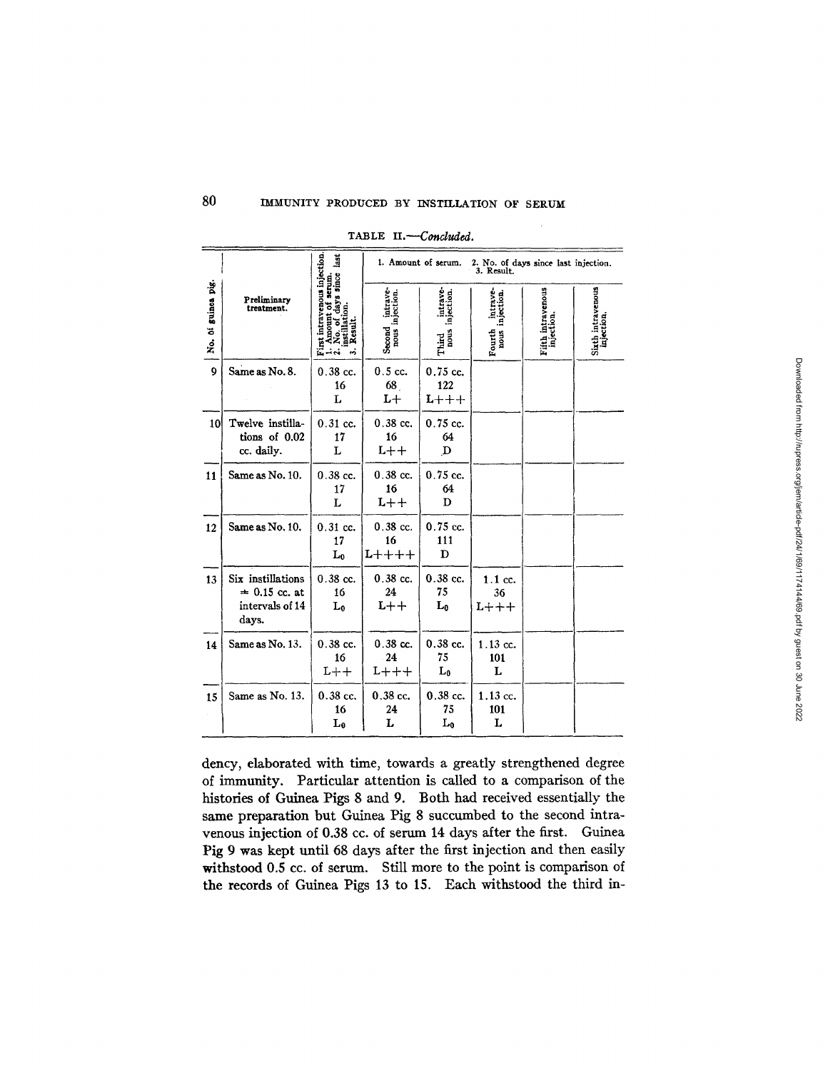TABLE II.—*Concluded.*

| No. of guinea pig. | Preliminary treatment. | First intravenous injection. 1. Amount of serum. 2. No. of days since last instillation. 3. Result. | 1. Amount of serum. 2. No. of days since last injection. 3. Result. | | | | |
|---|---|---|---|---|---|---|---|
| | | | Second intravenous injection. | Third intravenous injection. | Fourth intravenous injection. | Fifth intravenous injection. | Sixth intravenous injection. |
| 9 | Same as No. 8. | 0.38 cc. 16 L | 0.5 cc. 68 L+ | 0.75 cc. 122 L+++ | | | |
| 10 | Twelve instillations of 0.02 cc. daily. | 0.31 cc. 17 L | 0.38 cc. 16 L++ | 0.75 cc. 64 D | | | |
| 11 | Same as No. 10. | 0.38 cc. 17 L | 0.38 cc. 16 L++ | 0.75 cc. 64 D | | | |
| 12 | Same as No. 10. | 0.31 cc. 17 $L_0$ | 0.38 cc. 16 L++++ | 0.75 cc. 111 D | | | |
| 13 | Six instillations = 0.15 cc. at intervals of 14 days. | 0.38 cc. 16 $L_0$ | 0.38 cc. 24 L++ | 0.38 cc. 75 $L_0$ | 1.1 cc. 36 L+++ | | |
| 14 | Same as No. 13. | 0.38 cc. 16 L++ | 0.38 cc. 24 L+++ | 0.38 cc. 75 $L_0$ | 1.13 cc. 101 L | | |
| 15 | Same as No. 13. | 0.38 cc. 16 $L_0$ | 0.38 cc. 24 L | 0.38 cc. 75 $L_0$ | 1.13 cc. 101 L | | |

dency, elaborated with time, towards a greatly strengthened degree of immunity. Particular attention is called to a comparison of the histories of Guinea Pigs 8 and 9. Both had received essentially the same preparation but Guinea Pig 8 succumbed to the second intravenous injection of 0.38 cc. of serum 14 days after the first. Guinea Pig 9 was kept until 68 days after the first injection and then easily withstood 0.5 cc. of serum. Still more to the point is comparison of the records of Guinea Pigs 13 to 15. Each withstood the third in-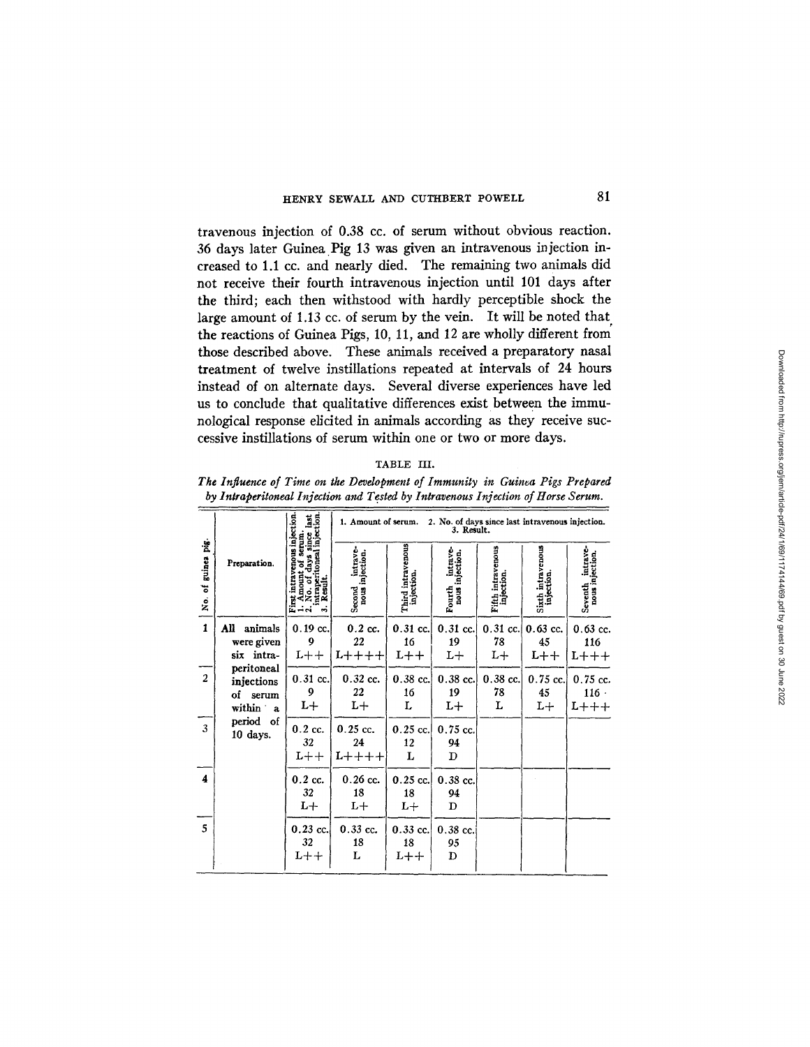travenous injection of 0.38 cc. of serum without obvious reaction. 36 days later Guinea Pig 13 was given an intravenous injection increased to 1.1 cc. and nearly died. The remaining two animals did not receive their fourth intravenous injection until 101 days after the third; each then withstood with hardly perceptible shock the large amount of 1.13 cc. of serum by the vein. It will be noted that the reactions of Guinea Pigs, 10, 11, and 12 are wholly different from those described above. These animals received a preparatory nasal treatment of twelve instillations repeated at intervals of 24 hours instead of on alternate days. Several diverse experiences have led us to conclude that qualitative differences exist between the immunological response elicited in animals according as they receive successive instillations of serum within one or two or more days.

TABLE III.

*The Influence of Time on the Development of Immunity in Guinea Pigs Prepared by Intraperitoneal Injection and Tested by Intravenous Injection of Horse Serum.*

| No. of guinea pig. | Preparation. | First intravenous injection. 1. Amount of serum. 2. No. of days since last intraperitoneal injection. 3. Result. | 1. Amount of serum. 2. No. of days since last intravenous injection. 3. Result. | | | | | |
|---|---|---|---|---|---|---|---|---|
| | | | Second intravenous injection. | Third intravenous injection. | Fourth intravenous injection. | Fifth intravenous injection. | Sixth intravenous injection. | Seventh intravenous injection. |
| 1 | All animals were given six intraperitoneal injections of serum within a period of 10 days. | 0.19 cc.<br>9<br>L++ | 0.2 cc.<br>22<br>L++++ | 0.31 cc.<br>16<br>L++ | 0.31 cc.<br>19<br>L+ | 0.31 cc.<br>78<br>L+ | 0.63 cc.<br>45<br>L++ | 0.63 cc.<br>116<br>L+++ |
| 2 | | 0.31 cc.<br>9<br>L+ | 0.32 cc.<br>22<br>L+ | 0.38 cc.<br>16<br>L | 0.38 cc.<br>19<br>L+ | 0.38 cc.<br>78<br>L | 0.75 cc.<br>45<br>L+ | 0.75 cc.<br>116<br>L+++ |
| 3 | | 0.2 cc.<br>32<br>L++ | 0.25 cc.<br>24<br>L++++ | 0.25 cc.<br>12<br>L | 0.75 cc.<br>94<br>D | | | |
| 4 | | 0.2 cc.<br>32<br>L+ | 0.26 cc.<br>18<br>L+ | 0.25 cc.<br>18<br>L+ | 0.38 cc.<br>94<br>D | | | |
| 5 | | 0.23 cc.<br>32<br>L++ | 0.33 cc.<br>18<br>L | 0.33 cc.<br>18<br>L++ | 0.38 cc.<br>95<br>D | | | |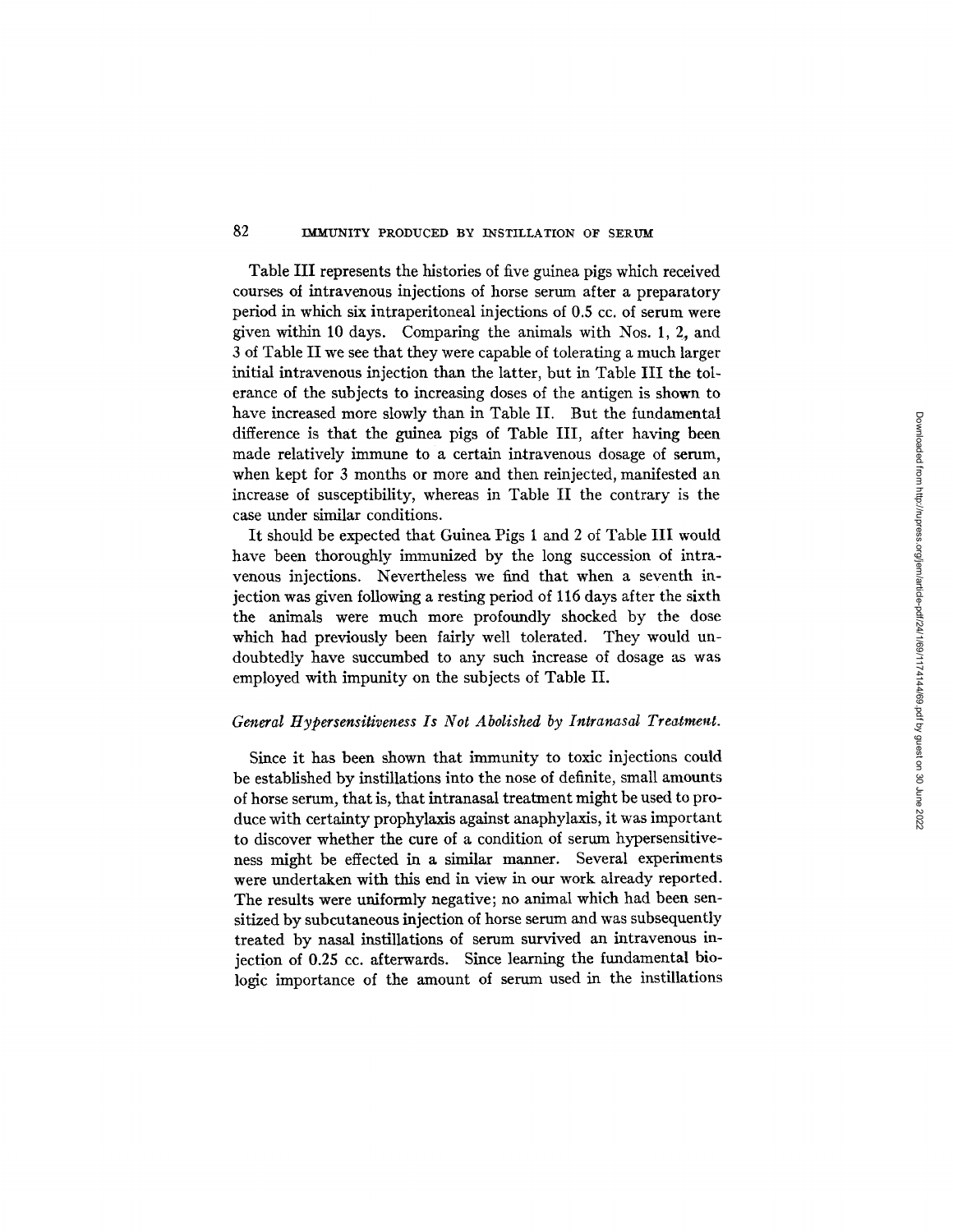Table III represents the histories of five guinea pigs which received courses of intravenous injections of horse serum after a preparatory period in which six intraperitoneal injections of 0.5 cc. of serum were given within 10 days. Comparing the animals with Nos. 1, 2, and 3 of Table II we see that they were capable of tolerating a much larger initial intravenous injection than the latter, but in Table III the tolerance of the subjects to increasing doses of the antigen is shown to have increased more slowly than in Table II. But the fundamental difference is that the guinea pigs of Table III, after having been made relatively immune to a certain intravenous dosage of serum, when kept for 3 months or more and then reinjected, manifested an increase of susceptibility, whereas in Table II the contrary is the case under similar conditions.

It should be expected that Guinea Pigs 1 and 2 of Table III would have been thoroughly immunized by the long succession of intravenous injections. Nevertheless we find that when a seventh injection was given following a resting period of 116 days after the sixth the animals were much more profoundly shocked by the dose which had previously been fairly well tolerated. They would undoubtedly have succumbed to any such increase of dosage as was employed with impunity on the subjects of Table II.

### *General Hypersensitiveness Is Not Abolished by Intranasal Treatment.*

Since it has been shown that immunity to toxic injections could be established by instillations into the nose of definite, small amounts of horse serum, that is, that intranasal treatment might be used to produce with certainty prophylaxis against anaphylaxis, it was important to discover whether the cure of a condition of serum hypersensitiveness might be effected in a similar manner. Several experiments were undertaken with this end in view in our work already reported. The results were uniformly negative; no animal which had been sensitized by subcutaneous injection of horse serum and was subsequently treated by nasal instillations of serum survived an intravenous injection of 0.25 cc. afterwards. Since learning the fundamental biologic importance of the amount of serum used in the instillations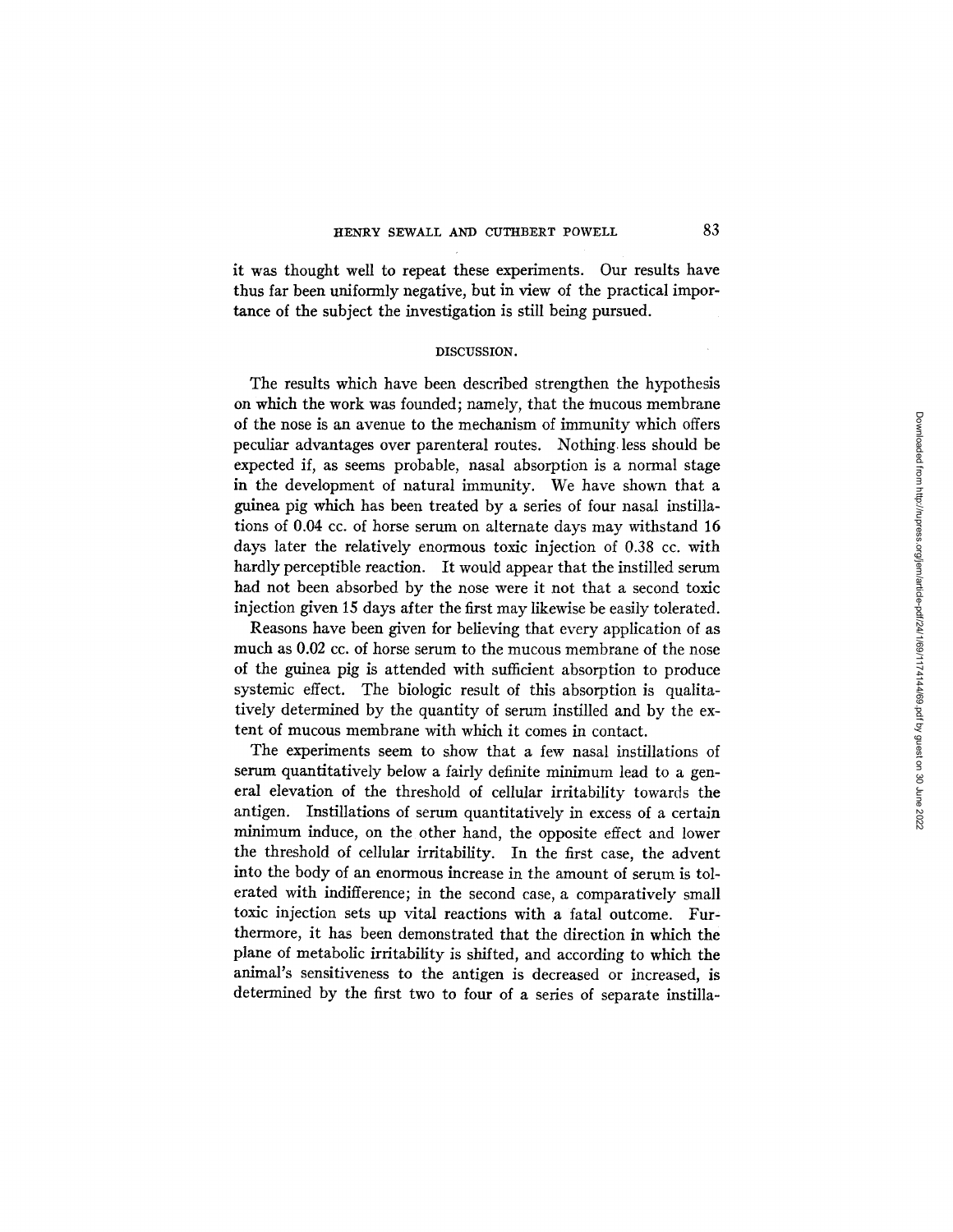it was thought well to repeat these experiments. Our results have thus far been uniformly negative, but in view of the practical importance of the subject the investigation is still being pursued.

## DISCUSSION.

The results which have been described strengthen the hypothesis on which the work was founded; namely, that the mucous membrane of the nose is an avenue to the mechanism of immunity which offers peculiar advantages over parenteral routes. Nothing less should be expected if, as seems probable, nasal absorption is a normal stage in the development of natural immunity. We have shown that a guinea pig which has been treated by a series of four nasal instillations of 0.04 cc. of horse serum on alternate days may withstand 16 days later the relatively enormous toxic injection of 0.38 cc. with hardly perceptible reaction. It would appear that the instilled serum had not been absorbed by the nose were it not that a second toxic injection given 15 days after the first may likewise be easily tolerated.

Reasons have been given for believing that every application of as much as 0.02 cc. of horse serum to the mucous membrane of the nose of the guinea pig is attended with sufficient absorption to produce systemic effect. The biologic result of this absorption is qualitatively determined by the quantity of serum instilled and by the extent of mucous membrane with which it comes in contact.

The experiments seem to show that a few nasal instillations of serum quantitatively below a fairly definite minimum lead to a general elevation of the threshold of cellular irritability towards the antigen. Instillations of serum quantitatively in excess of a certain minimum induce, on the other hand, the opposite effect and lower the threshold of cellular irritability. In the first case, the advent into the body of an enormous increase in the amount of serum is tolerated with indifference; in the second case, a comparatively small toxic injection sets up vital reactions with a fatal outcome. Furthermore, it has been demonstrated that the direction in which the plane of metabolic irritability is shifted, and according to which the animal's sensitiveness to the antigen is decreased or increased, is determined by the first two to four of a series of separate instilla-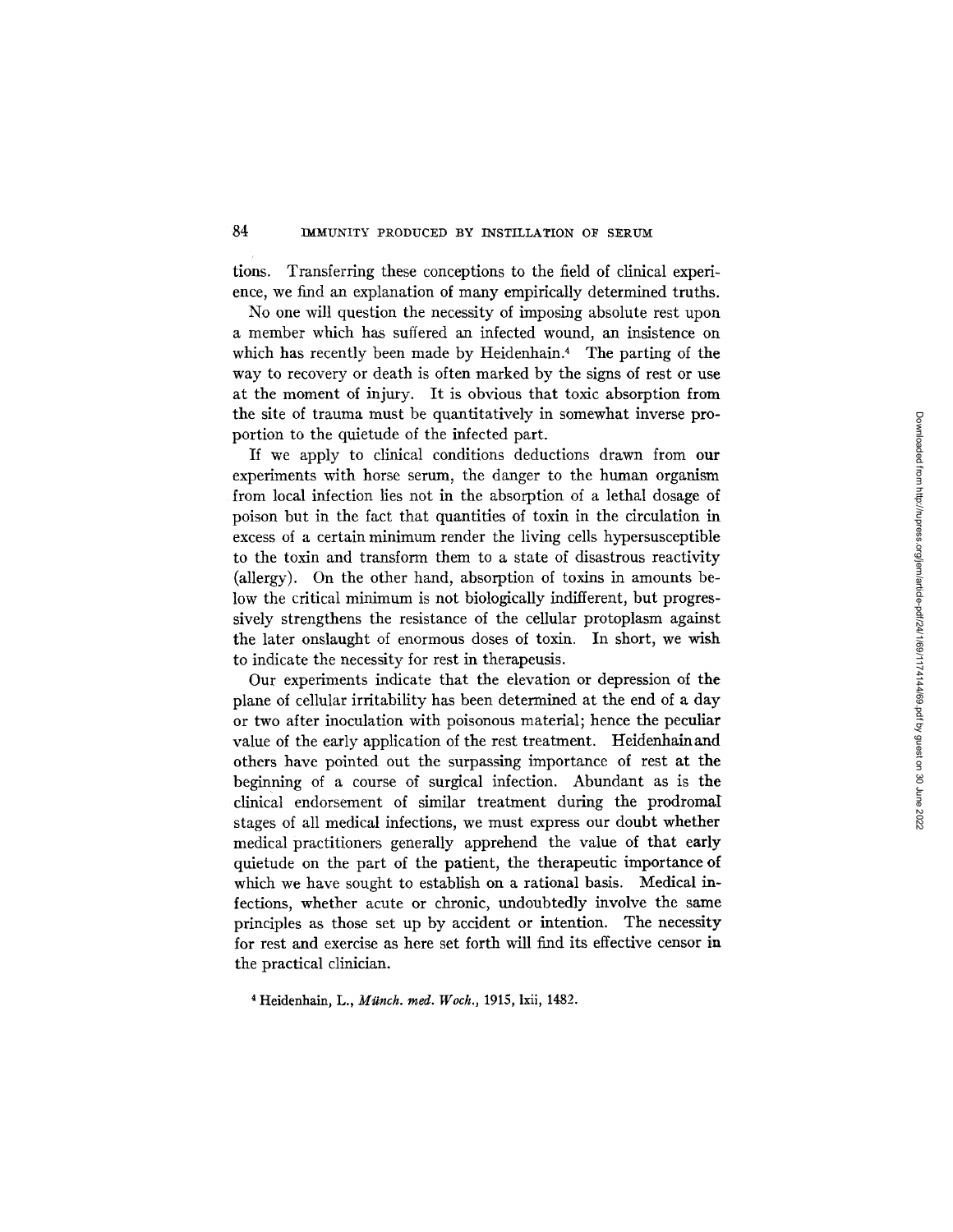tions. Transferring these conceptions to the field of clinical experience, we find an explanation of many empirically determined truths.

No one will question the necessity of imposing absolute rest upon a member which has suffered an infected wound, an insistence on which has recently been made by Heidenhain.[4] The parting of the way to recovery or death is often marked by the signs of rest or use at the moment of injury. It is obvious that toxic absorption from the site of trauma must be quantitatively in somewhat inverse proportion to the quietude of the infected part.

If we apply to clinical conditions deductions drawn from our experiments with horse serum, the danger to the human organism from local infection lies not in the absorption of a lethal dosage of poison but in the fact that quantities of toxin in the circulation in excess of a certain minimum render the living cells hypersusceptible to the toxin and transform them to a state of disastrous reactivity (allergy). On the other hand, absorption of toxins in amounts below the critical minimum is not biologically indifferent, but progressively strengthens the resistance of the cellular protoplasm against the later onslaught of enormous doses of toxin. In short, we wish to indicate the necessity for rest in therapeusis.

Our experiments indicate that the elevation or depression of the plane of cellular irritability has been determined at the end of a day or two after inoculation with poisonous material; hence the peculiar value of the early application of the rest treatment. Heidenhain and others have pointed out the surpassing importance of rest at the beginning of a course of surgical infection. Abundant as is the clinical endorsement of similar treatment during the prodromal stages of all medical infections, we must express our doubt whether medical practitioners generally apprehend the value of that early quietude on the part of the patient, the therapeutic importance of which we have sought to establish on a rational basis. Medical infections, whether acute or chronic, undoubtedly involve the same principles as those set up by accident or intention. The necessity for rest and exercise as here set forth will find its effective censor in the practical clinician.

[4] Heidenhain, L., *Münch. med. Woch.*, 1915, lxii, 1482.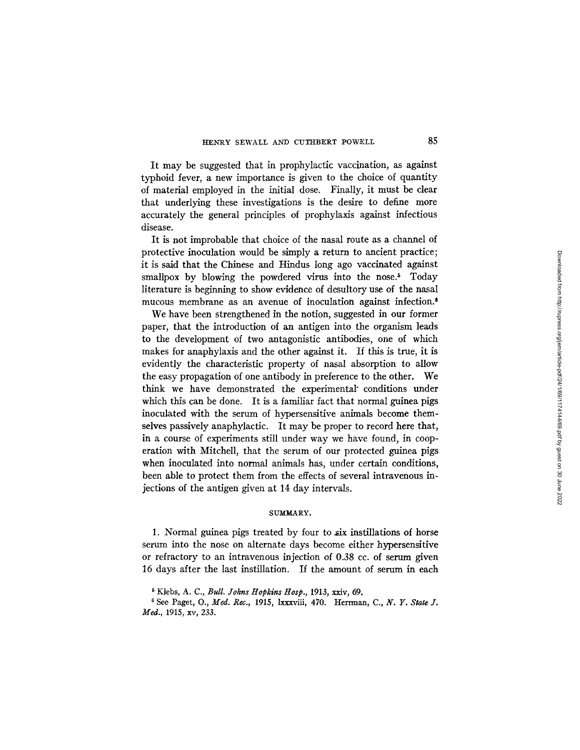It may be suggested that in prophylactic vaccination, as against typhoid fever, a new importance is given to the choice of quantity of material employed in the initial dose. Finally, it must be clear that underlying these investigations is the desire to define more accurately the general principles of prophylaxis against infectious disease.

It is not improbable that choice of the nasal route as a channel of protective inoculation would be simply a return to ancient practice; it is said that the Chinese and Hindus long ago vaccinated against smallpox by blowing the powdered virus into the nose.[5] Today literature is beginning to show evidence of desultory use of the nasal mucous membrane as an avenue of inoculation against infection.[6]

We have been strengthened in the notion, suggested in our former paper, that the introduction of an antigen into the organism leads to the development of two antagonistic antibodies, one of which makes for anaphylaxis and the other against it. If this is true, it is evidently the characteristic property of nasal absorption to allow the easy propagation of one antibody in preference to the other. We think we have demonstrated the experimental conditions under which this can be done. It is a familiar fact that normal guinea pigs inoculated with the serum of hypersensitive animals become themselves passively anaphylactic. It may be proper to record here that, in a course of experiments still under way we have found, in cooperation with Mitchell, that the serum of our protected guinea pigs when inoculated into normal animals has, under certain conditions, been able to protect them from the effects of several intravenous injections of the antigen given at 14 day intervals.

## SUMMARY.

1. Normal guinea pigs treated by four to six instillations of horse serum into the nose on alternate days become either hypersensitive or refractory to an intravenous injection of 0.38 cc. of serum given 16 days after the last instillation. If the amount of serum in each

[5] Klebs, A. C., *Bull. Johns Hopkins Hosp.*, 1913, xxiv, 69.

[6] See Paget, O., *Med. Rec.*, 1915, lxxxviii, 470. Herrman, C., *N. Y. State J. Med.*, 1915, xv, 233.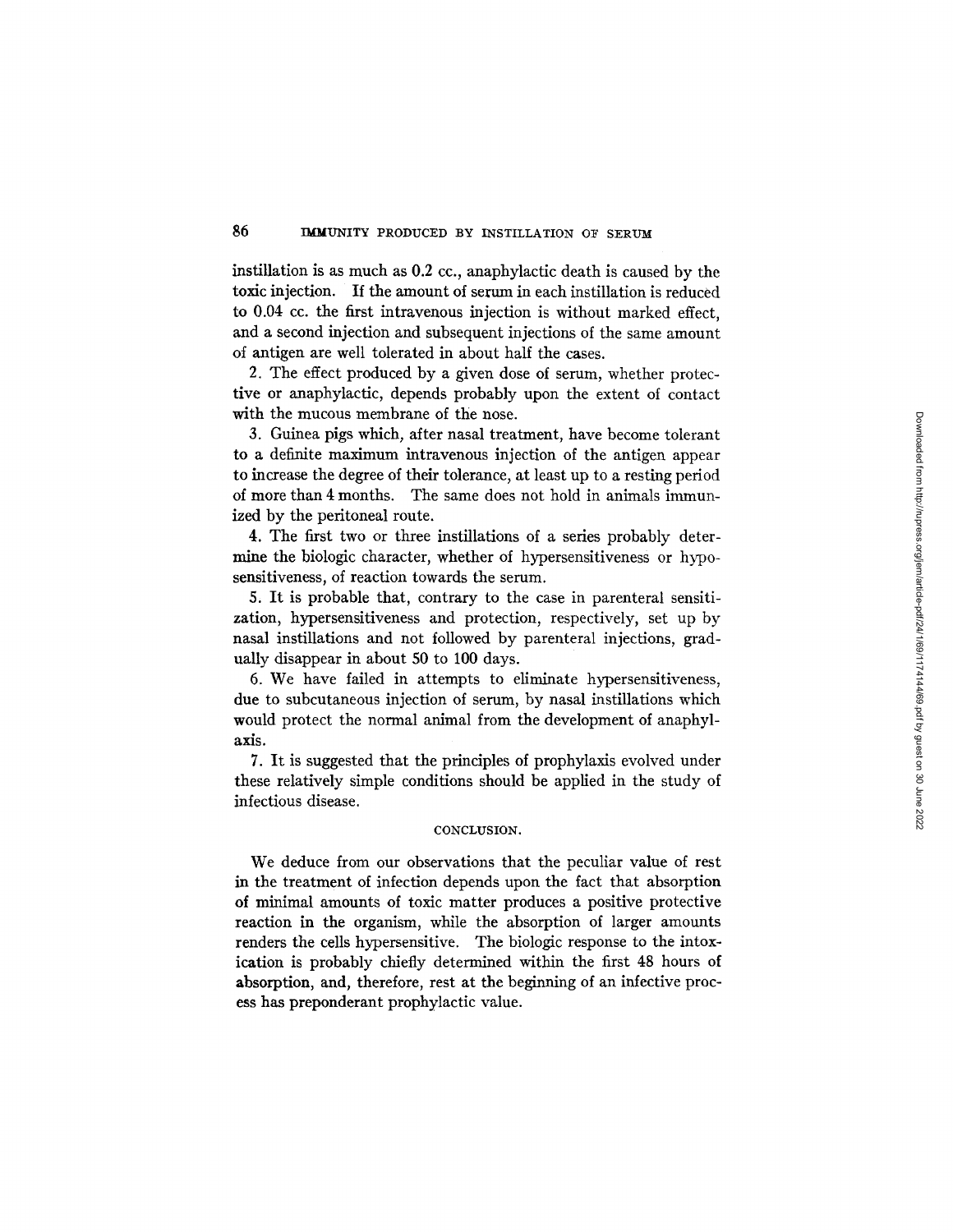instillation is as much as 0.2 cc., anaphylactic death is caused by the toxic injection. If the amount of serum in each instillation is reduced to 0.04 cc. the first intravenous injection is without marked effect, and a second injection and subsequent injections of the same amount of antigen are well tolerated in about half the cases.

2. The effect produced by a given dose of serum, whether protective or anaphylactic, depends probably upon the extent of contact with the mucous membrane of the nose.

3. Guinea pigs which, after nasal treatment, have become tolerant to a definite maximum intravenous injection of the antigen appear to increase the degree of their tolerance, at least up to a resting period of more than 4 months. The same does not hold in animals immunized by the peritoneal route.

4. The first two or three instillations of a series probably determine the biologic character, whether of hypersensitiveness or hyposensitiveness, of reaction towards the serum.

5. It is probable that, contrary to the case in parenteral sensitization, hypersensitiveness and protection, respectively, set up by nasal instillations and not followed by parenteral injections, gradually disappear in about 50 to 100 days.

6. We have failed in attempts to eliminate hypersensitiveness, due to subcutaneous injection of serum, by nasal instillations which would protect the normal animal from the development of anaphylaxis.

7. It is suggested that the principles of prophylaxis evolved under these relatively simple conditions should be applied in the study of infectious disease.

## CONCLUSION.

We deduce from our observations that the peculiar value of rest in the treatment of infection depends upon the fact that absorption of minimal amounts of toxic matter produces a positive protective reaction in the organism, while the absorption of larger amounts renders the cells hypersensitive. The biologic response to the intoxication is probably chiefly determined within the first 48 hours of absorption, and, therefore, rest at the beginning of an infective process has preponderant prophylactic value.